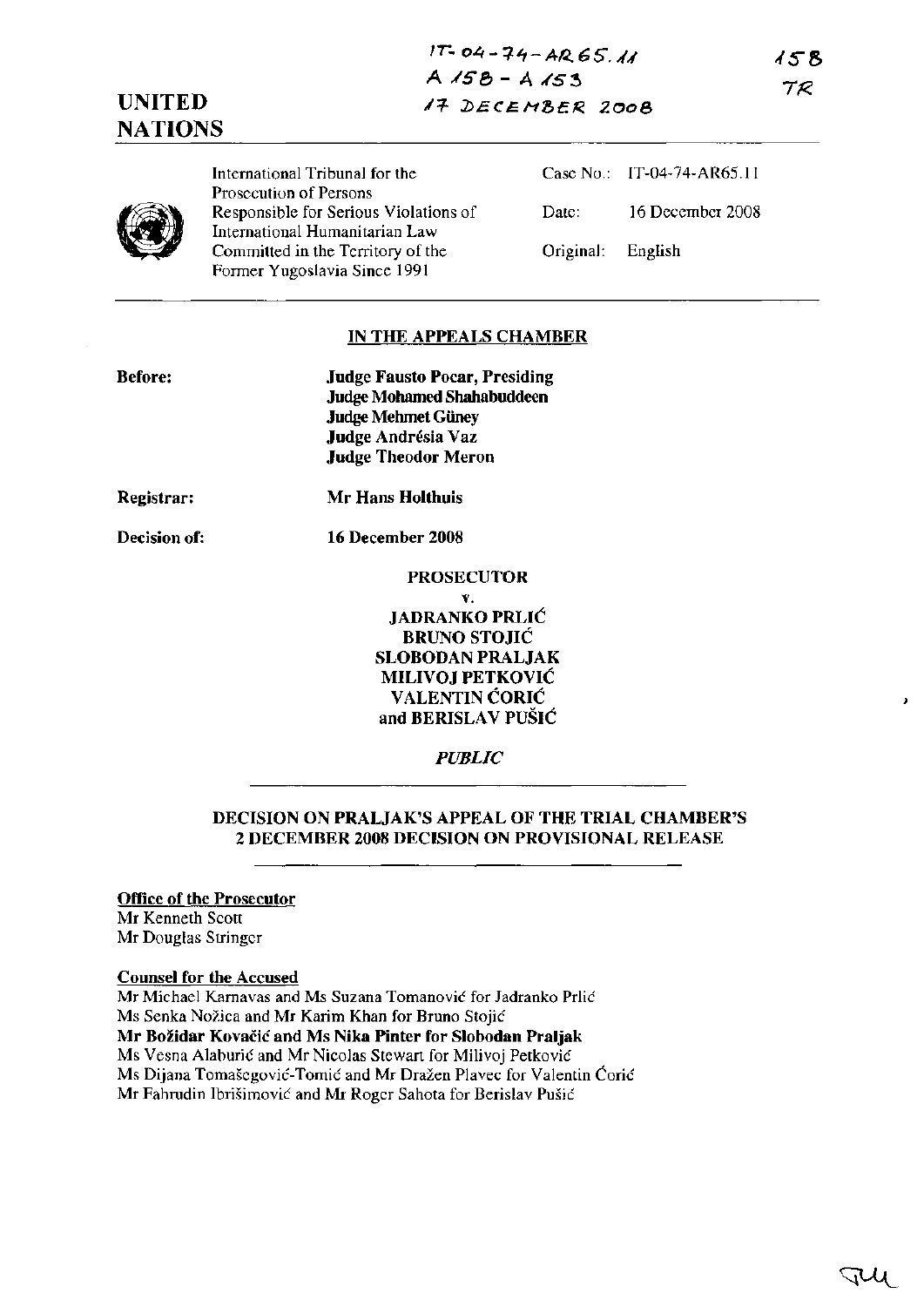IT-04-74-AR65.11
A 158 - A 153
17 DECEMBER 2008

158
TR

**UNITED NATIONS**

International Tribunal for the Prosecution of Persons Responsible for Serious Violations of International Humanitarian Law Committed in the Territory of the Former Yugoslavia Since 1991

Case No.: IT-04-74-AR65.11

Date: 16 December 2008

Original: English

## IN THE APPEALS CHAMBER

**Before:**

**Judge Fausto Pocar, Presiding**
**Judge Mohamed Shahabuddeen**
**Judge Mehmet Güney**
**Judge Andrésia Vaz**
**Judge Theodor Meron**

**Registrar:** **Mr Hans Holthuis**

**Decision of:** **16 December 2008**

**PROSECUTOR**

**v.**

**JADRANKO PRLIĆ**
**BRUNO STOJIĆ**
**SLOBODAN PRALJAK**
**MILIVOJ PETKOVIĆ**
**VALENTIN ĆORIĆ**
**and BERISLAV PUŠIĆ**

*PUBLIC*

## DECISION ON PRALJAK'S APPEAL OF THE TRIAL CHAMBER'S 2 DECEMBER 2008 DECISION ON PROVISIONAL RELEASE

**Office of the Prosecutor**
Mr Kenneth Scott
Mr Douglas Stringer

**Counsel for the Accused**
Mr Michael Karnavas and Ms Suzana Tomanović for Jadranko Prlić
Ms Senka Nožica and Mr Karim Khan for Bruno Stojić
**Mr Božidar Kovačić and Ms Nika Pinter for Slobodan Praljak**
Ms Vesna Alaburić and Mr Nicolas Stewart for Milivoj Petković
Ms Dijana Tomašegović-Tomić and Mr Dražen Plavec for Valentin Ćorić
Mr Fahrudin Ibrišimović and Mr Roger Sahota for Berislav Pušić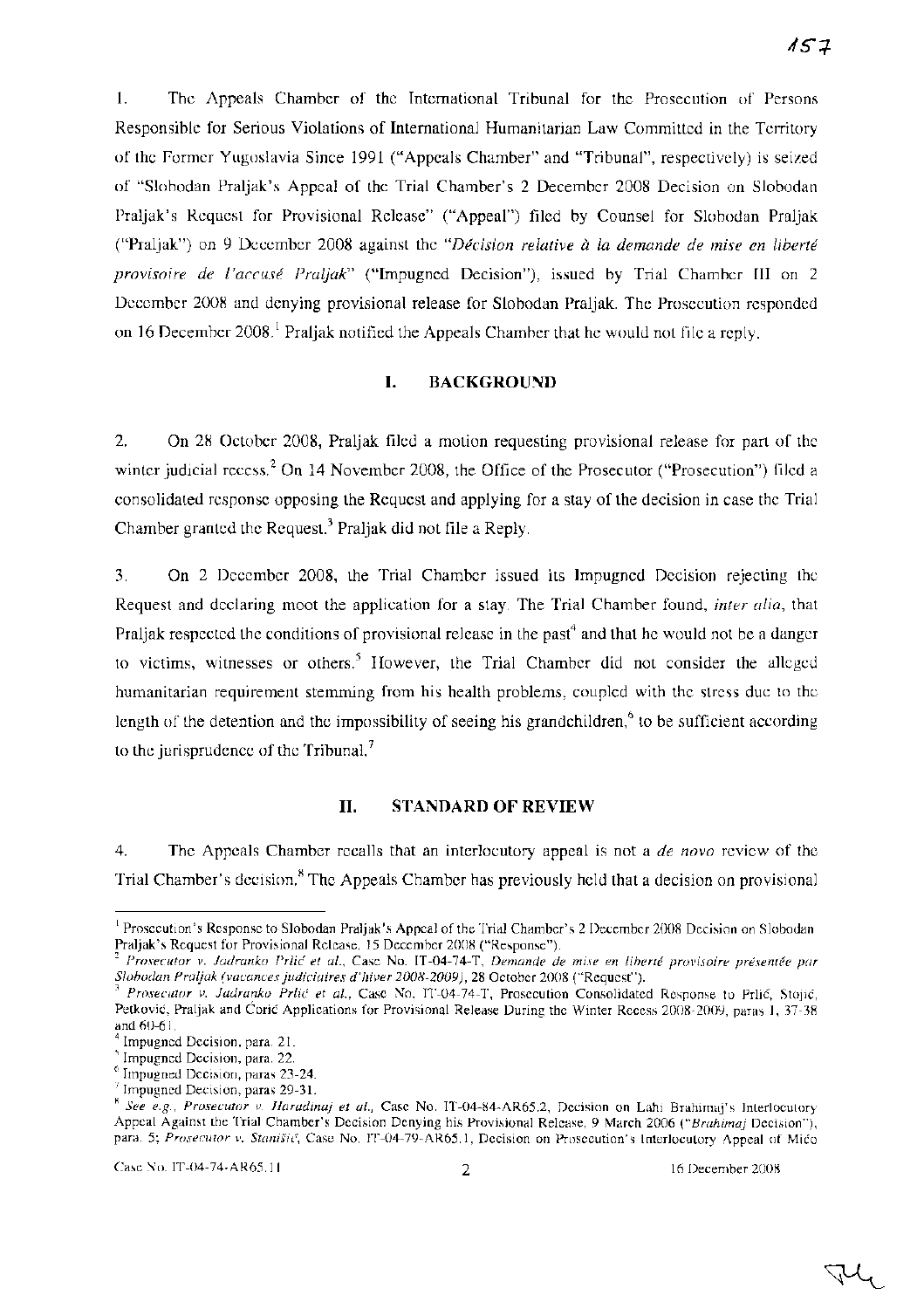1. The Appeals Chamber of the International Tribunal for the Prosecution of Persons Responsible for Serious Violations of International Humanitarian Law Committed in the Territory of the Former Yugoslavia Since 1991 ("Appeals Chamber" and "Tribunal", respectively) is seized of "Slobodan Praljak's Appeal of the Trial Chamber's 2 December 2008 Decision on Slobodan Praljak's Request for Provisional Release" ("Appeal") filed by Counsel for Slobodan Praljak ("Praljak") on 9 December 2008 against the "*Décision relative à la demande de mise en liberté provisoire de l'accusé Praljak*" ("Impugned Decision"), issued by Trial Chamber III on 2 December 2008 and denying provisional release for Slobodan Praljak. The Prosecution responded on 16 December 2008.[1] Praljak notified the Appeals Chamber that he would not file a reply.

## I. BACKGROUND

2. On 28 October 2008, Praljak filed a motion requesting provisional release for part of the winter judicial recess.[2] On 14 November 2008, the Office of the Prosecutor ("Prosecution") filed a consolidated response opposing the Request and applying for a stay of the decision in case the Trial Chamber granted the Request.[3] Praljak did not file a Reply.

3. On 2 December 2008, the Trial Chamber issued its Impugned Decision rejecting the Request and declaring moot the application for a stay. The Trial Chamber found, *inter alia*, that Praljak respected the conditions of provisional release in the past[4] and that he would not be a danger to victims, witnesses or others.[5] However, the Trial Chamber did not consider the alleged humanitarian requirement stemming from his health problems, coupled with the stress due to the length of the detention and the impossibility of seeing his grandchildren,[6] to be sufficient according to the jurisprudence of the Tribunal.[7]

## II. STANDARD OF REVIEW

4. The Appeals Chamber recalls that an interlocutory appeal is not a *de novo* review of the Trial Chamber's decision.[8] The Appeals Chamber has previously held that a decision on provisional

---

[1] Prosecution's Response to Slobodan Praljak's Appeal of the Trial Chamber's 2 December 2008 Decision on Slobodan Praljak's Request for Provisional Release, 15 December 2008 ("Response").

[2] *Prosecutor v. Jadranko Prlić et al.*, Case No. IT-04-74-T, *Demande de mise en liberté provisoire présentée par Slobodan Praljak (vacances judiciaires d'hiver 2008-2009)*, 28 October 2008 ("Request").

[3] *Prosecutor v. Jadranko Prlić et al.*, Case No. IT-04-74-T, Prosecution Consolidated Response to Prlić, Stojić, Petković, Praljak and Ćorić Applications for Provisional Release During the Winter Recess 2008-2009, paras 1, 37-38 and 60-61.

[4] Impugned Decision, para. 21.

[5] Impugned Decision, para. 22.

[6] Impugned Decision, paras 23-24.

[7] Impugned Decision, paras 29-31.

[8] *See e.g.*, *Prosecutor v. Haradinaj et al.*, Case No. IT-04-84-AR65.2, Decision on Lahi Brahimaj's Interlocutory Appeal Against the Trial Chamber's Decision Denying his Provisional Release, 9 March 2006 ("*Brahimaj* Decision"), para. 5; *Prosecutor v. Stanišić*, Case No. IT-04-79-AR65.1, Decision on Prosecution's Interlocutory Appeal of Mićo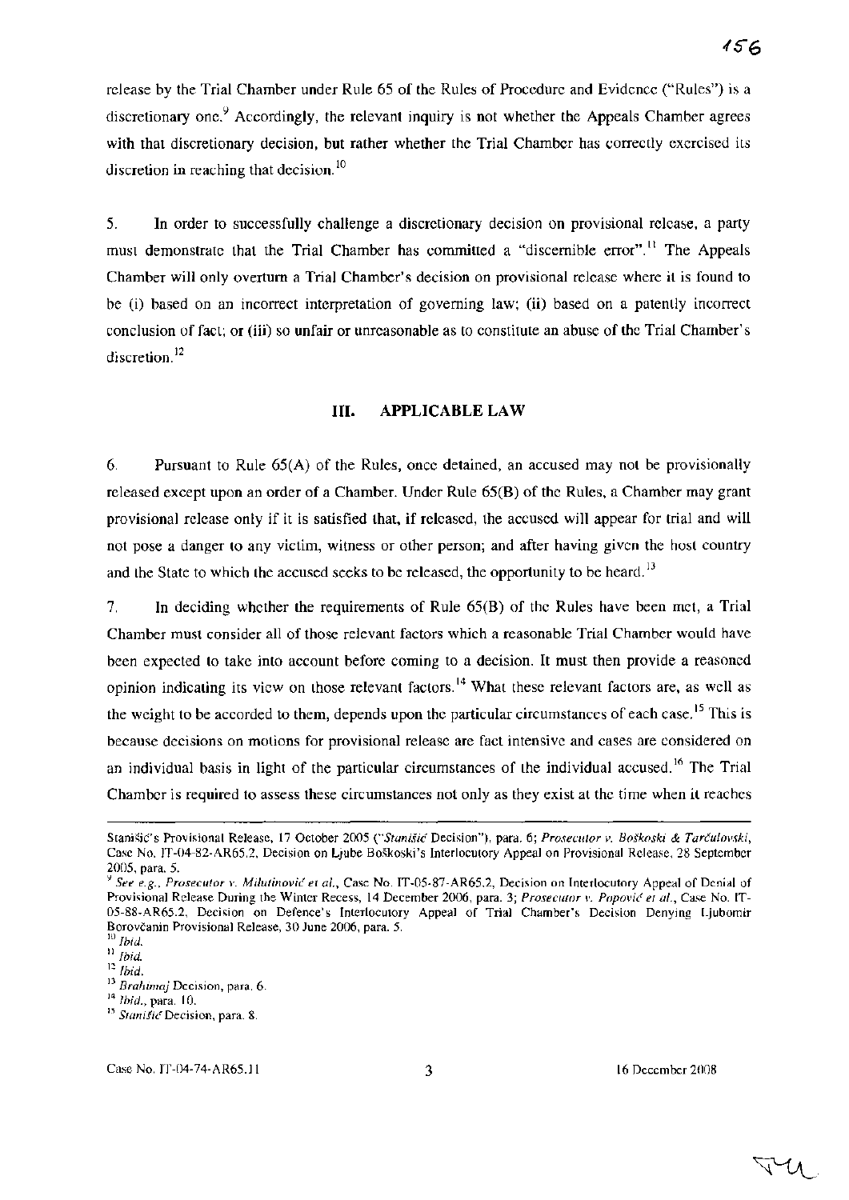release by the Trial Chamber under Rule 65 of the Rules of Procedure and Evidence ("Rules") is a discretionary one.[9] Accordingly, the relevant inquiry is not whether the Appeals Chamber agrees with that discretionary decision, but rather whether the Trial Chamber has correctly exercised its discretion in reaching that decision.[10]

5. In order to successfully challenge a discretionary decision on provisional release, a party must demonstrate that the Trial Chamber has committed a "discernible error".[11] The Appeals Chamber will only overturn a Trial Chamber's decision on provisional release where it is found to be (i) based on an incorrect interpretation of governing law; (ii) based on a patently incorrect conclusion of fact; or (iii) so unfair or unreasonable as to constitute an abuse of the Trial Chamber's discretion.[12]

## III. APPLICABLE LAW

6. Pursuant to Rule 65(A) of the Rules, once detained, an accused may not be provisionally released except upon an order of a Chamber. Under Rule 65(B) of the Rules, a Chamber may grant provisional release only if it is satisfied that, if released, the accused will appear for trial and will not pose a danger to any victim, witness or other person; and after having given the host country and the State to which the accused seeks to be released, the opportunity to be heard.[13]

7. In deciding whether the requirements of Rule 65(B) of the Rules have been met, a Trial Chamber must consider all of those relevant factors which a reasonable Trial Chamber would have been expected to take into account before coming to a decision. It must then provide a reasoned opinion indicating its view on those relevant factors.[14] What these relevant factors are, as well as the weight to be accorded to them, depends upon the particular circumstances of each case.[15] This is because decisions on motions for provisional release are fact intensive and cases are considered on an individual basis in light of the particular circumstances of the individual accused.[16] The Trial Chamber is required to assess these circumstances not only as they exist at the time when it reaches

---

Stanišić's Provisional Release, 17 October 2005 ("*Stanišić* Decision"), para. 6; *Prosecutor v. Boškoski & Tarčulovski*, Case No. IT-04-82-AR65.2, Decision on Ljube Boškoski's Interlocutory Appeal on Provisional Release, 28 September 2005, para. 5.

[9] *See e.g.*, *Prosecutor v. Milutinović et al.*, Case No. IT-05-87-AR65.2, Decision on Interlocutory Appeal of Denial of Provisional Release During the Winter Recess, 14 December 2006, para. 3; *Prosecutor v. Popović et al.*, Case No. IT-05-88-AR65.2, Decision on Defence's Interlocutory Appeal of Trial Chamber's Decision Denying Ljubomir Borovčanin Provisional Release, 30 June 2006, para. 5.

[10] *Ibid.*

[11] *Ibid.*

[12] *Ibid.*

[13] *Brahimaj* Decision, para. 6.

[14] *Ibid.*, para. 10.

[15] *Stanišić* Decision, para. 8.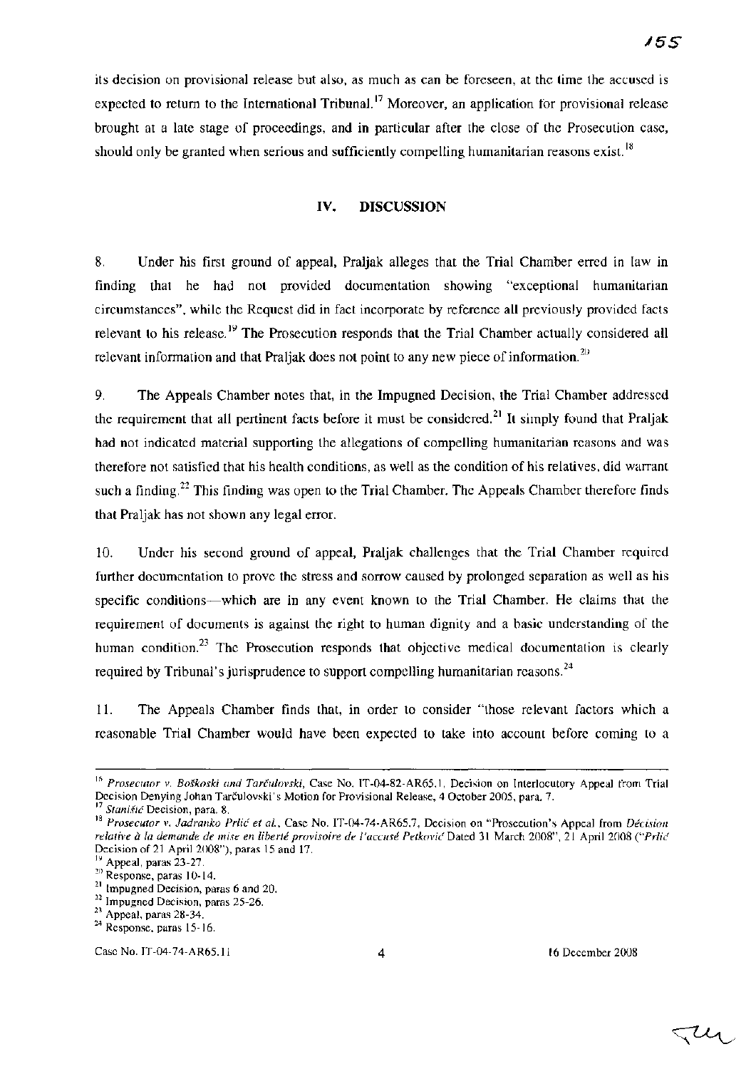its decision on provisional release but also, as much as can be foreseen, at the time the accused is expected to return to the International Tribunal.[17] Moreover, an application for provisional release brought at a late stage of proceedings, and in particular after the close of the Prosecution case, should only be granted when serious and sufficiently compelling humanitarian reasons exist.[18]

## IV. DISCUSSION

8. Under his first ground of appeal, Praljak alleges that the Trial Chamber erred in law in finding that he had not provided documentation showing "exceptional humanitarian circumstances", while the Request did in fact incorporate by reference all previously provided facts relevant to his release.[19] The Prosecution responds that the Trial Chamber actually considered all relevant information and that Praljak does not point to any new piece of information.[20]

9. The Appeals Chamber notes that, in the Impugned Decision, the Trial Chamber addressed the requirement that all pertinent facts before it must be considered.[21] It simply found that Praljak had not indicated material supporting the allegations of compelling humanitarian reasons and was therefore not satisfied that his health conditions, as well as the condition of his relatives, did warrant such a finding.[22] This finding was open to the Trial Chamber. The Appeals Chamber therefore finds that Praljak has not shown any legal error.

10. Under his second ground of appeal, Praljak challenges that the Trial Chamber required further documentation to prove the stress and sorrow caused by prolonged separation as well as his specific conditions—which are in any event known to the Trial Chamber. He claims that the requirement of documents is against the right to human dignity and a basic understanding of the human condition.[23] The Prosecution responds that objective medical documentation is clearly required by Tribunal's jurisprudence to support compelling humanitarian reasons.[24]

11. The Appeals Chamber finds that, in order to consider "those relevant factors which a reasonable Trial Chamber would have been expected to take into account before coming to a

---

[16] *Prosecutor v. Boškoski and Tarčulovski*, Case No. IT-04-82-AR65.1, Decision on Interlocutory Appeal from Trial Decision Denying Johan Tarčulovski's Motion for Provisional Release, 4 October 2005, para. 7.

[17] *Stanišić* Decision, para. 8.

[18] *Prosecutor v. Jadranko Prlić et al.*, Case No. IT-04-74-AR65.7, Decision on "Prosecution's Appeal from *Décision relative à la demande de mise en liberté provisoire de l'accusé Petković* Dated 31 March 2008", 21 April 2008 ("*Prlić* Decision of 21 April 2008"), paras 15 and 17.

[19] Appeal, paras 23-27.

[20] Response, paras 10-14.

[21] Impugned Decision, paras 6 and 20.

[22] Impugned Decision, paras 25-26.

[23] Appeal, paras 28-34.

[24] Response, paras 15-16.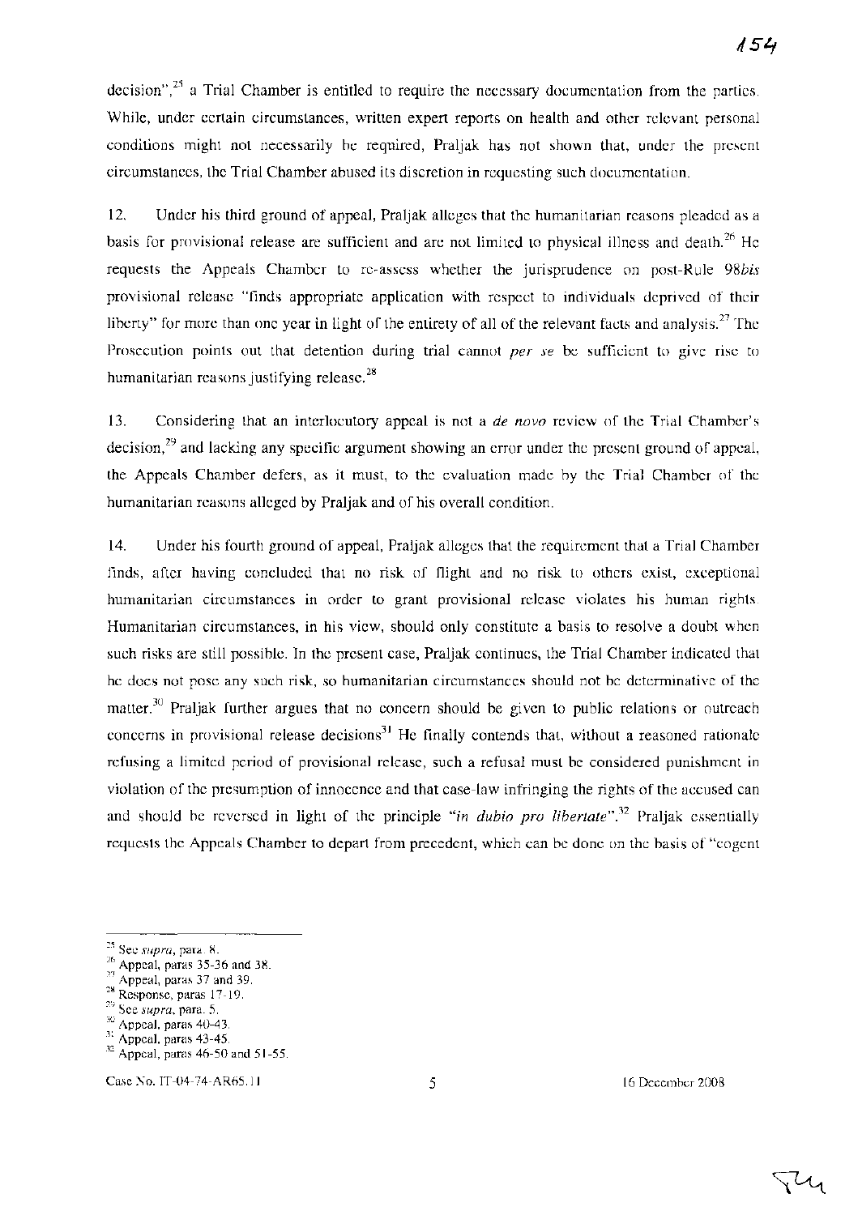decision",[25] a Trial Chamber is entitled to require the necessary documentation from the parties. While, under certain circumstances, written expert reports on health and other relevant personal conditions might not necessarily be required, Praljak has not shown that, under the present circumstances, the Trial Chamber abused its discretion in requesting such documentation.

12. Under his third ground of appeal, Praljak alleges that the humanitarian reasons pleaded as a basis for provisional release are sufficient and are not limited to physical illness and death.[26] He requests the Appeals Chamber to re-assess whether the jurisprudence on post-Rule 98*bis* provisional release "finds appropriate application with respect to individuals deprived of their liberty" for more than one year in light of the entirety of all of the relevant facts and analysis.[27] The Prosecution points out that detention during trial cannot *per se* be sufficient to give rise to humanitarian reasons justifying release.[28]

13. Considering that an interlocutory appeal is not a *de novo* review of the Trial Chamber's decision,[29] and lacking any specific argument showing an error under the present ground of appeal, the Appeals Chamber defers, as it must, to the evaluation made by the Trial Chamber of the humanitarian reasons alleged by Praljak and of his overall condition.

14. Under his fourth ground of appeal, Praljak alleges that the requirement that a Trial Chamber finds, after having concluded that no risk of flight and no risk to others exist, exceptional humanitarian circumstances in order to grant provisional release violates his human rights. Humanitarian circumstances, in his view, should only constitute a basis to resolve a doubt when such risks are still possible. In the present case, Praljak continues, the Trial Chamber indicated that he does not pose any such risk, so humanitarian circumstances should not be determinative of the matter.[30] Praljak further argues that no concern should be given to public relations or outreach concerns in provisional release decisions[31] He finally contends that, without a reasoned rationale refusing a limited period of provisional release, such a refusal must be considered punishment in violation of the presumption of innocence and that case-law infringing the rights of the accused can and should be reversed in light of the principle "*in dubio pro libertate*".[32] Praljak essentially requests the Appeals Chamber to depart from precedent, which can be done on the basis of "cogent

---

[25] See *supra*, para. 8.
[26] Appeal, paras 35-36 and 38.
[27] Appeal, paras 37 and 39.
[28] Response, paras 17-19.
[29] See *supra*, para. 5.
[30] Appeal, paras 40-43.
[31] Appeal, paras 43-45.
[32] Appeal, paras 46-50 and 51-55.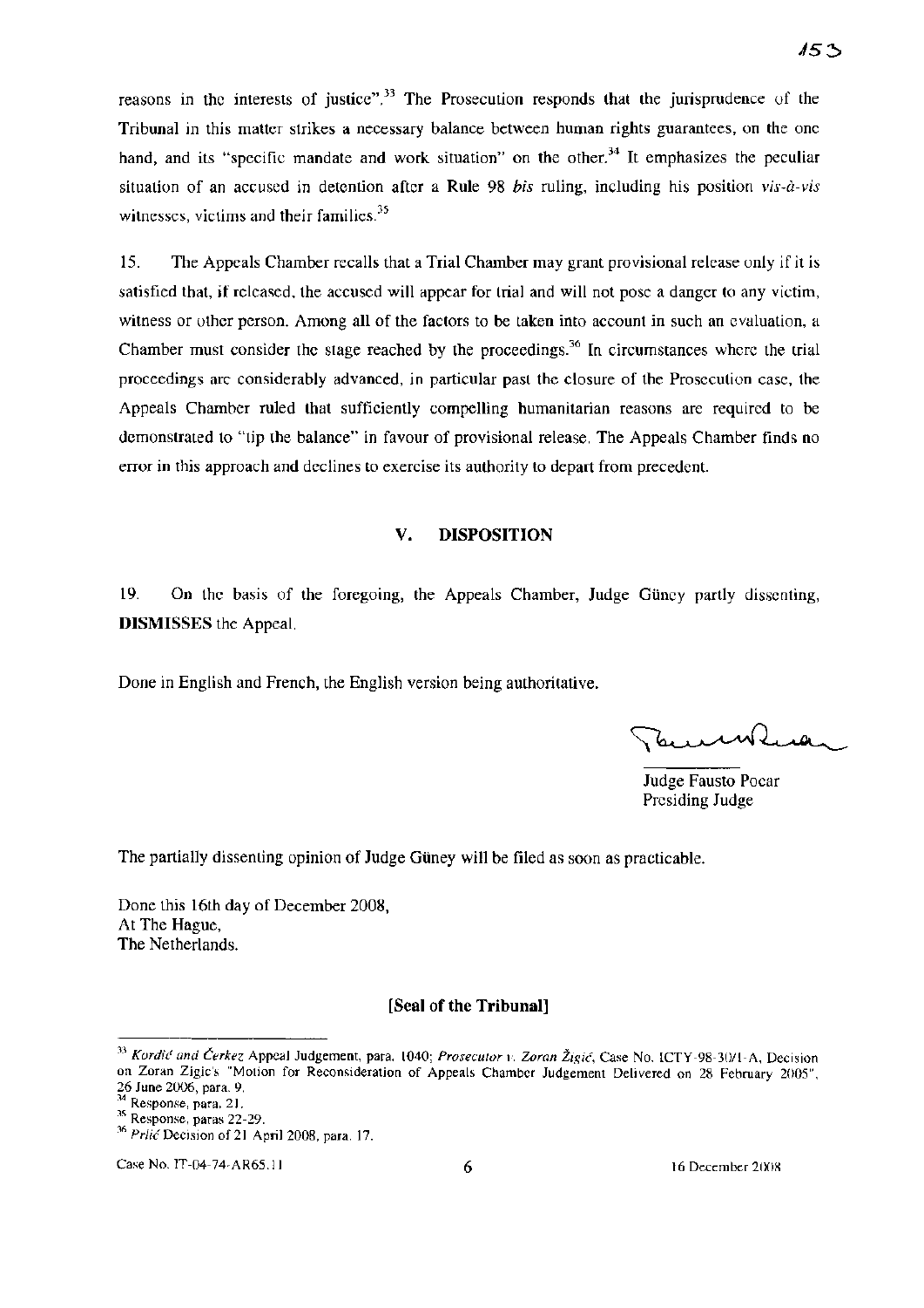reasons in the interests of justice".[33] The Prosecution responds that the jurisprudence of the Tribunal in this matter strikes a necessary balance between human rights guarantees, on the one hand, and its "specific mandate and work situation" on the other.[34] It emphasizes the peculiar situation of an accused in detention after a Rule 98 *bis* ruling, including his position *vis-à-vis* witnesses, victims and their families.[35]

15. The Appeals Chamber recalls that a Trial Chamber may grant provisional release only if it is satisfied that, if released, the accused will appear for trial and will not pose a danger to any victim, witness or other person. Among all of the factors to be taken into account in such an evaluation, a Chamber must consider the stage reached by the proceedings.[36] In circumstances where the trial proceedings are considerably advanced, in particular past the closure of the Prosecution case, the Appeals Chamber ruled that sufficiently compelling humanitarian reasons are required to be demonstrated to "tip the balance" in favour of provisional release. The Appeals Chamber finds no error in this approach and declines to exercise its authority to depart from precedent.

## V. DISPOSITION

19. On the basis of the foregoing, the Appeals Chamber, Judge Güney partly dissenting, **DISMISSES** the Appeal.

Done in English and French, the English version being authoritative.

Judge Fausto Pocar
Presiding Judge

The partially dissenting opinion of Judge Güney will be filed as soon as practicable.

Done this 16th day of December 2008,
At The Hague,
The Netherlands.

**[Seal of the Tribunal]**

---

[33] *Kordić and Čerkez* Appeal Judgement, para. 1040; *Prosecutor v. Zoran Žigić*, Case No. ICTY-98-30/1-A, Decision on Zoran Zigic's "Motion for Reconsideration of Appeals Chamber Judgement Delivered on 28 February 2005", 26 June 2006, para. 9.

[34] Response, para. 21.

[35] Response, paras 22-29.

[36] *Prlić* Decision of 21 April 2008, para. 17.

Case No. IT-04-74-AR65.11 — 16 December 2008